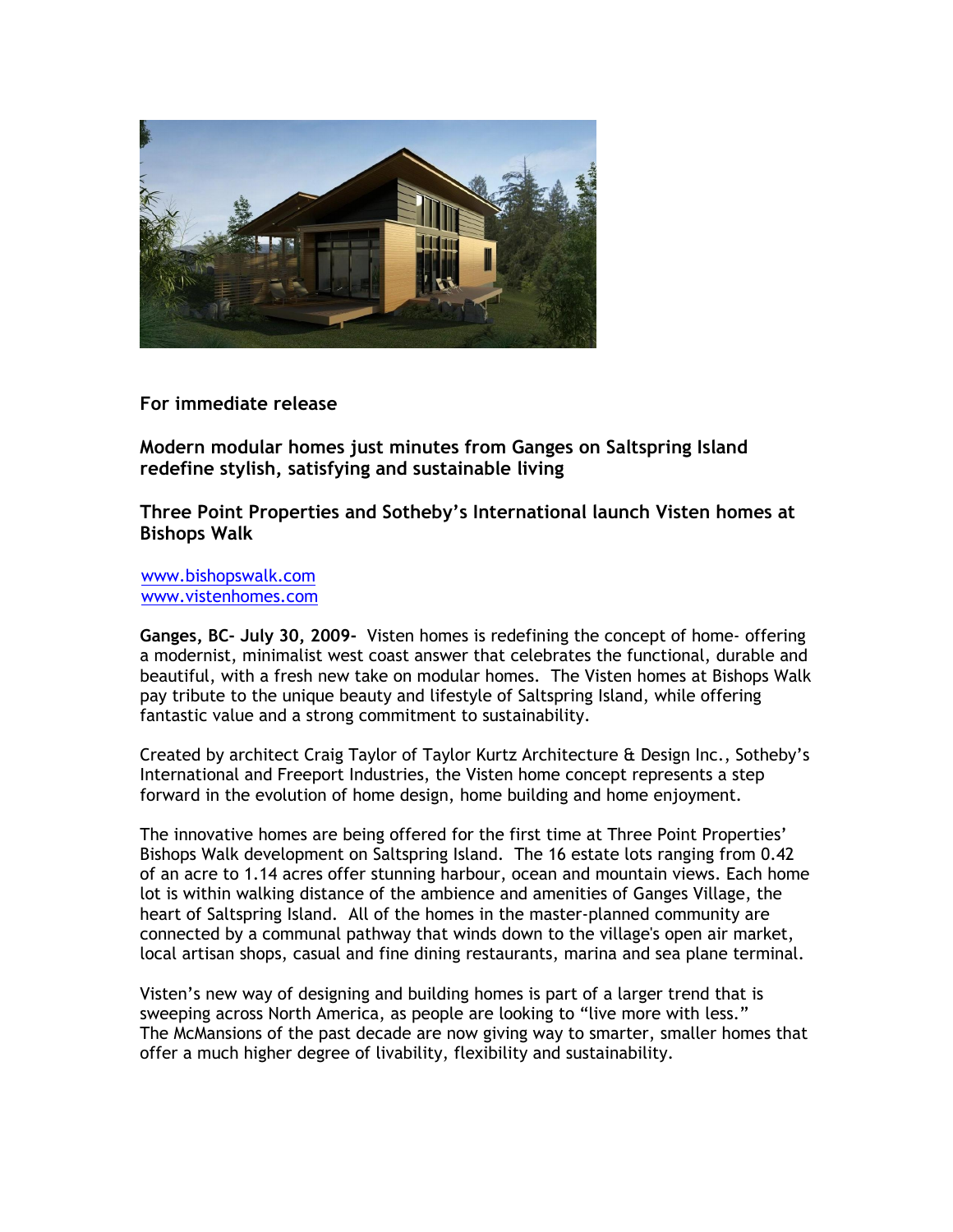**For immediate release**

**Modern modular homes just minutes from Ganges on Saltspring Island redefine stylish, satisfying and sustainable living**

**Three Point Properties and Sotheby's International launch Visten homes at Bishops Walk**

www.bishopswalk.com
www.vistenhomes.com

**Ganges, BC- July 30, 2009-** Visten homes is redefining the concept of home- offering a modernist, minimalist west coast answer that celebrates the functional, durable and beautiful, with a fresh new take on modular homes. The Visten homes at Bishops Walk pay tribute to the unique beauty and lifestyle of Saltspring Island, while offering fantastic value and a strong commitment to sustainability.

Created by architect Craig Taylor of Taylor Kurtz Architecture & Design Inc., Sotheby's International and Freeport Industries, the Visten home concept represents a step forward in the evolution of home design, home building and home enjoyment.

The innovative homes are being offered for the first time at Three Point Properties' Bishops Walk development on Saltspring Island. The 16 estate lots ranging from 0.42 of an acre to 1.14 acres offer stunning harbour, ocean and mountain views. Each home lot is within walking distance of the ambience and amenities of Ganges Village, the heart of Saltspring Island. All of the homes in the master-planned community are connected by a communal pathway that winds down to the village's open air market, local artisan shops, casual and fine dining restaurants, marina and sea plane terminal.

Visten's new way of designing and building homes is part of a larger trend that is sweeping across North America, as people are looking to "live more with less." The McMansions of the past decade are now giving way to smarter, smaller homes that offer a much higher degree of livability, flexibility and sustainability.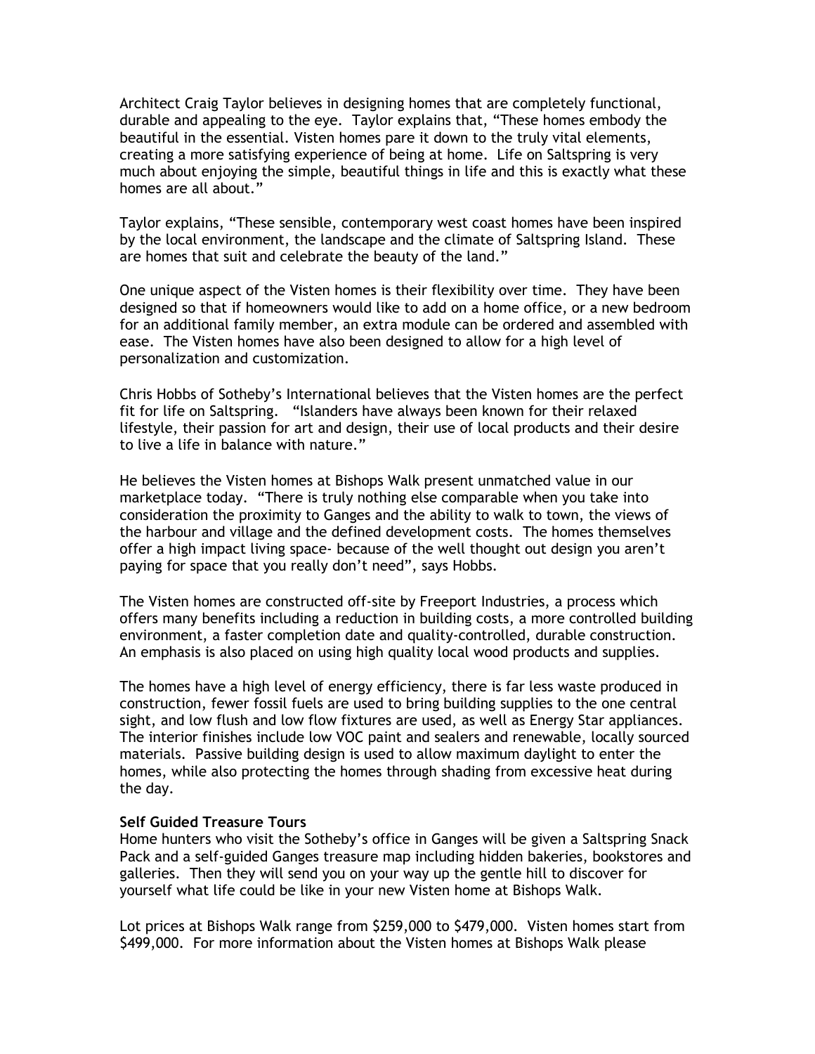Architect Craig Taylor believes in designing homes that are completely functional, durable and appealing to the eye. Taylor explains that, "These homes embody the beautiful in the essential. Visten homes pare it down to the truly vital elements, creating a more satisfying experience of being at home. Life on Saltspring is very much about enjoying the simple, beautiful things in life and this is exactly what these homes are all about."

Taylor explains, "These sensible, contemporary west coast homes have been inspired by the local environment, the landscape and the climate of Saltspring Island. These are homes that suit and celebrate the beauty of the land."

One unique aspect of the Visten homes is their flexibility over time. They have been designed so that if homeowners would like to add on a home office, or a new bedroom for an additional family member, an extra module can be ordered and assembled with ease. The Visten homes have also been designed to allow for a high level of personalization and customization.

Chris Hobbs of Sotheby's International believes that the Visten homes are the perfect fit for life on Saltspring. "Islanders have always been known for their relaxed lifestyle, their passion for art and design, their use of local products and their desire to live a life in balance with nature."

He believes the Visten homes at Bishops Walk present unmatched value in our marketplace today. "There is truly nothing else comparable when you take into consideration the proximity to Ganges and the ability to walk to town, the views of the harbour and village and the defined development costs. The homes themselves offer a high impact living space- because of the well thought out design you aren't paying for space that you really don't need", says Hobbs.

The Visten homes are constructed off-site by Freeport Industries, a process which offers many benefits including a reduction in building costs, a more controlled building environment, a faster completion date and quality-controlled, durable construction. An emphasis is also placed on using high quality local wood products and supplies.

The homes have a high level of energy efficiency, there is far less waste produced in construction, fewer fossil fuels are used to bring building supplies to the one central sight, and low flush and low flow fixtures are used, as well as Energy Star appliances. The interior finishes include low VOC paint and sealers and renewable, locally sourced materials. Passive building design is used to allow maximum daylight to enter the homes, while also protecting the homes through shading from excessive heat during the day.

**Self Guided Treasure Tours**

Home hunters who visit the Sotheby's office in Ganges will be given a Saltspring Snack Pack and a self-guided Ganges treasure map including hidden bakeries, bookstores and galleries. Then they will send you on your way up the gentle hill to discover for yourself what life could be like in your new Visten home at Bishops Walk.

Lot prices at Bishops Walk range from $259,000 to $479,000. Visten homes start from $499,000. For more information about the Visten homes at Bishops Walk please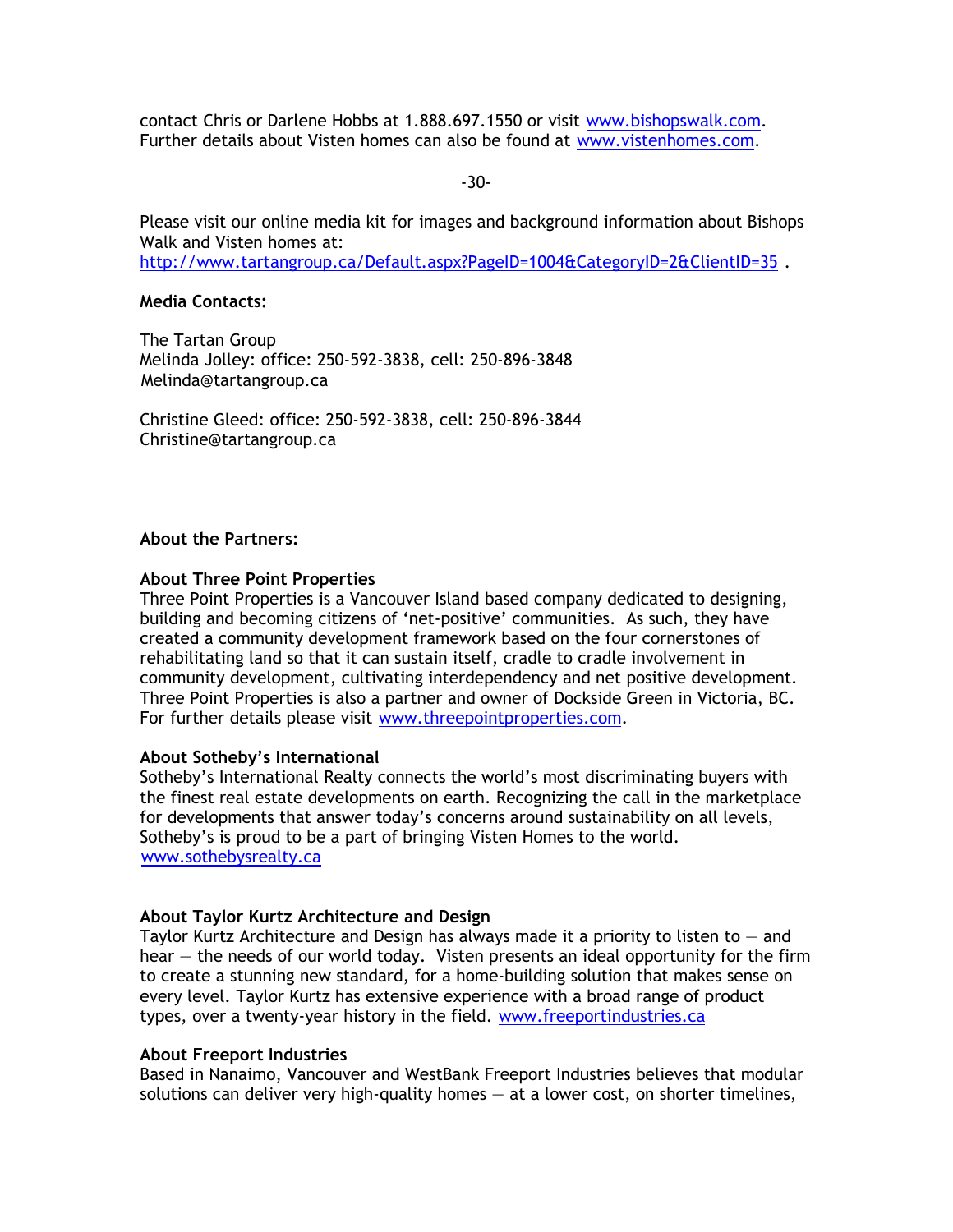contact Chris or Darlene Hobbs at 1.888.697.1550 or visit www.bishopswalk.com. Further details about Visten homes can also be found at www.vistenhomes.com.

-30-

Please visit our online media kit for images and background information about Bishops Walk and Visten homes at: http://www.tartangroup.ca/Default.aspx?PageID=1004&CategoryID=2&ClientID=35 .

**Media Contacts:**

The Tartan Group
Melinda Jolley: office: 250-592-3838, cell: 250-896-3848
Melinda@tartangroup.ca

Christine Gleed: office: 250-592-3838, cell: 250-896-3844
Christine@tartangroup.ca

**About the Partners:**

**About Three Point Properties**
Three Point Properties is a Vancouver Island based company dedicated to designing, building and becoming citizens of 'net-positive' communities. As such, they have created a community development framework based on the four cornerstones of rehabilitating land so that it can sustain itself, cradle to cradle involvement in community development, cultivating interdependency and net positive development. Three Point Properties is also a partner and owner of Dockside Green in Victoria, BC. For further details please visit www.threepointproperties.com.

**About Sotheby's International**
Sotheby's International Realty connects the world's most discriminating buyers with the finest real estate developments on earth. Recognizing the call in the marketplace for developments that answer today's concerns around sustainability on all levels, Sotheby's is proud to be a part of bringing Visten Homes to the world.
www.sothebysrealty.ca

**About Taylor Kurtz Architecture and Design**
Taylor Kurtz Architecture and Design has always made it a priority to listen to — and hear — the needs of our world today. Visten presents an ideal opportunity for the firm to create a stunning new standard, for a home-building solution that makes sense on every level. Taylor Kurtz has extensive experience with a broad range of product types, over a twenty-year history in the field. www.freeportindustries.ca

**About Freeport Industries**
Based in Nanaimo, Vancouver and WestBank Freeport Industries believes that modular solutions can deliver very high-quality homes — at a lower cost, on shorter timelines,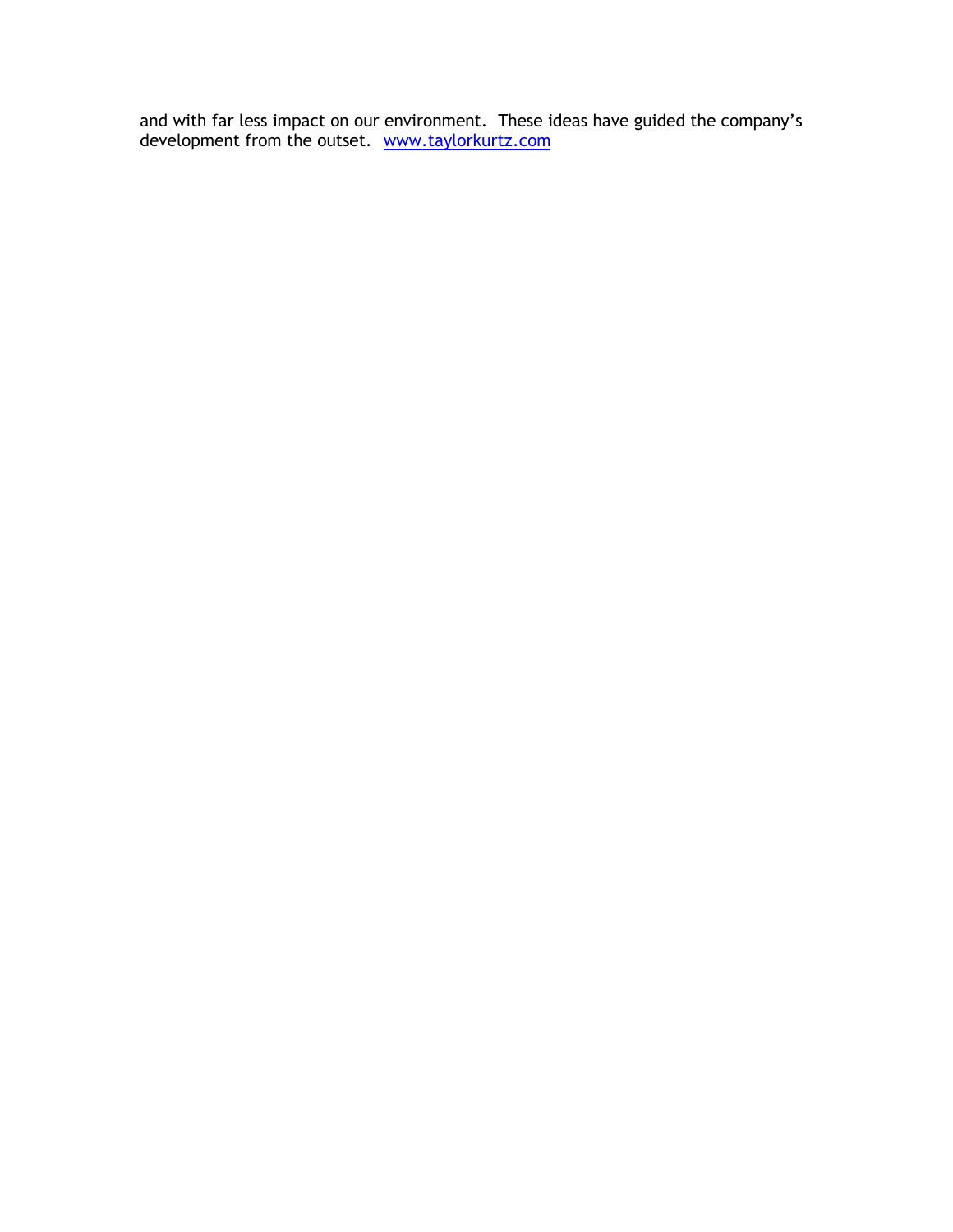and with far less impact on our environment. These ideas have guided the company's development from the outset. [www.taylorkurtz.com](http://www.taylorkurtz.com)